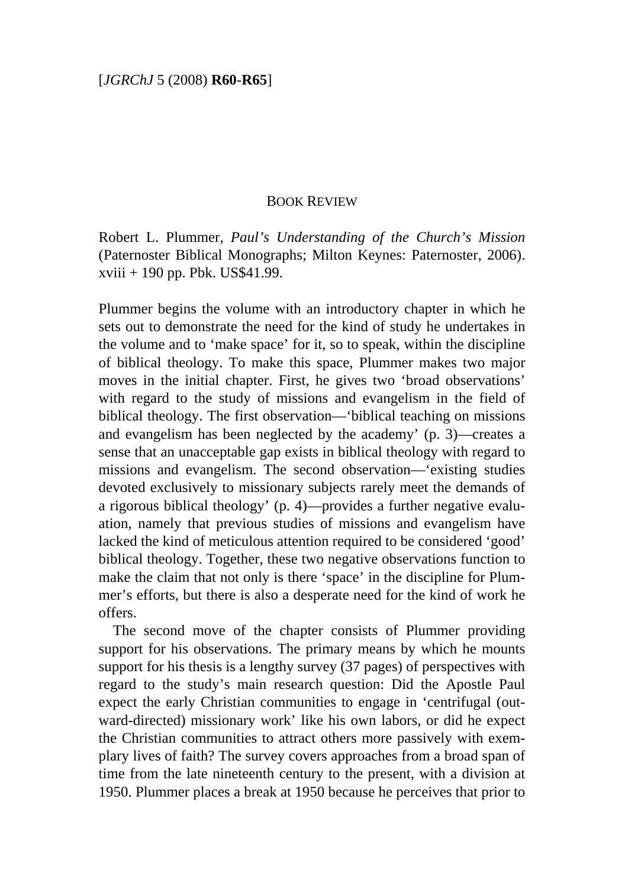BOOK REVIEW

Robert L. Plummer, *Paul's Understanding of the Church's Mission* (Paternoster Biblical Monographs; Milton Keynes: Paternoster, 2006). xviii + 190 pp. Pbk. US$41.99.

Plummer begins the volume with an introductory chapter in which he sets out to demonstrate the need for the kind of study he undertakes in the volume and to 'make space' for it, so to speak, within the discipline of biblical theology. To make this space, Plummer makes two major moves in the initial chapter. First, he gives two 'broad observations' with regard to the study of missions and evangelism in the field of biblical theology. The first observation—'biblical teaching on missions and evangelism has been neglected by the academy' (p. 3)—creates a sense that an unacceptable gap exists in biblical theology with regard to missions and evangelism. The second observation—'existing studies devoted exclusively to missionary subjects rarely meet the demands of a rigorous biblical theology' (p. 4)—provides a further negative evaluation, namely that previous studies of missions and evangelism have lacked the kind of meticulous attention required to be considered 'good' biblical theology. Together, these two negative observations function to make the claim that not only is there 'space' in the discipline for Plummer's efforts, but there is also a desperate need for the kind of work he offers.

The second move of the chapter consists of Plummer providing support for his observations. The primary means by which he mounts support for his thesis is a lengthy survey (37 pages) of perspectives with regard to the study's main research question: Did the Apostle Paul expect the early Christian communities to engage in 'centrifugal (outward-directed) missionary work' like his own labors, or did he expect the Christian communities to attract others more passively with exemplary lives of faith? The survey covers approaches from a broad span of time from the late nineteenth century to the present, with a division at 1950. Plummer places a break at 1950 because he perceives that prior to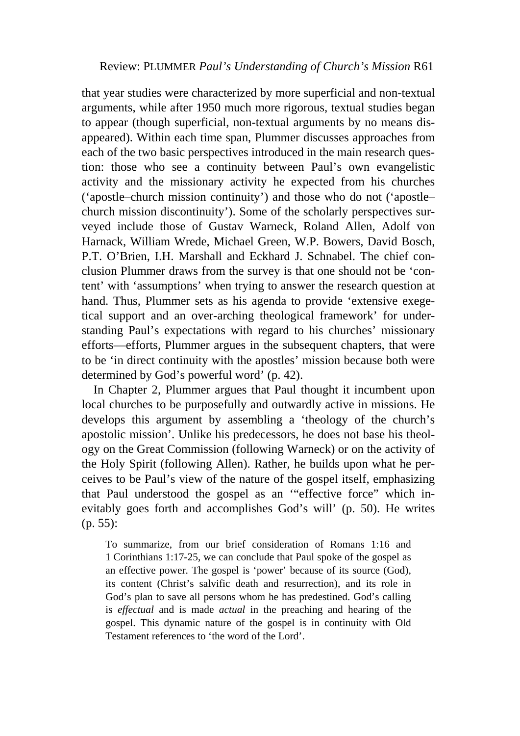that year studies were characterized by more superficial and non-textual arguments, while after 1950 much more rigorous, textual studies began to appear (though superficial, non-textual arguments by no means disappeared). Within each time span, Plummer discusses approaches from each of the two basic perspectives introduced in the main research question: those who see a continuity between Paul's own evangelistic activity and the missionary activity he expected from his churches ('apostle–church mission continuity') and those who do not ('apostle–church mission discontinuity'). Some of the scholarly perspectives surveyed include those of Gustav Warneck, Roland Allen, Adolf von Harnack, William Wrede, Michael Green, W.P. Bowers, David Bosch, P.T. O'Brien, I.H. Marshall and Eckhard J. Schnabel. The chief conclusion Plummer draws from the survey is that one should not be 'content' with 'assumptions' when trying to answer the research question at hand. Thus, Plummer sets as his agenda to provide 'extensive exegetical support and an over-arching theological framework' for understanding Paul's expectations with regard to his churches' missionary efforts—efforts, Plummer argues in the subsequent chapters, that were to be 'in direct continuity with the apostles' mission because both were determined by God's powerful word' (p. 42).

In Chapter 2, Plummer argues that Paul thought it incumbent upon local churches to be purposefully and outwardly active in missions. He develops this argument by assembling a 'theology of the church's apostolic mission'. Unlike his predecessors, he does not base his theology on the Great Commission (following Warneck) or on the activity of the Holy Spirit (following Allen). Rather, he builds upon what he perceives to be Paul's view of the nature of the gospel itself, emphasizing that Paul understood the gospel as an '"effective force" which inevitably goes forth and accomplishes God's will' (p. 50). He writes (p. 55):

> To summarize, from our brief consideration of Romans 1:16 and 1 Corinthians 1:17-25, we can conclude that Paul spoke of the gospel as an effective power. The gospel is 'power' because of its source (God), its content (Christ's salvific death and resurrection), and its role in God's plan to save all persons whom he has predestined. God's calling is *effectual* and is made *actual* in the preaching and hearing of the gospel. This dynamic nature of the gospel is in continuity with Old Testament references to 'the word of the Lord'.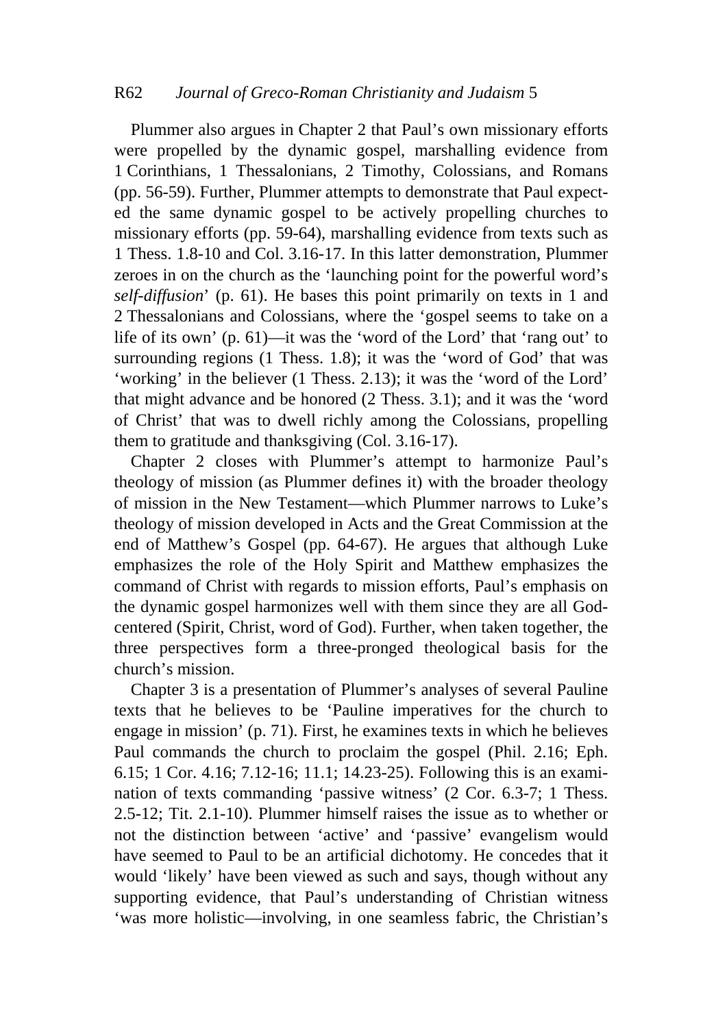Plummer also argues in Chapter 2 that Paul's own missionary efforts were propelled by the dynamic gospel, marshalling evidence from 1 Corinthians, 1 Thessalonians, 2 Timothy, Colossians, and Romans (pp. 56-59). Further, Plummer attempts to demonstrate that Paul expected the same dynamic gospel to be actively propelling churches to missionary efforts (pp. 59-64), marshalling evidence from texts such as 1 Thess. 1.8-10 and Col. 3.16-17. In this latter demonstration, Plummer zeroes in on the church as the 'launching point for the powerful word's *self-diffusion*' (p. 61). He bases this point primarily on texts in 1 and 2 Thessalonians and Colossians, where the 'gospel seems to take on a life of its own' (p. 61)—it was the 'word of the Lord' that 'rang out' to surrounding regions (1 Thess. 1.8); it was the 'word of God' that was 'working' in the believer (1 Thess. 2.13); it was the 'word of the Lord' that might advance and be honored (2 Thess. 3.1); and it was the 'word of Christ' that was to dwell richly among the Colossians, propelling them to gratitude and thanksgiving (Col. 3.16-17).

Chapter 2 closes with Plummer's attempt to harmonize Paul's theology of mission (as Plummer defines it) with the broader theology of mission in the New Testament—which Plummer narrows to Luke's theology of mission developed in Acts and the Great Commission at the end of Matthew's Gospel (pp. 64-67). He argues that although Luke emphasizes the role of the Holy Spirit and Matthew emphasizes the command of Christ with regards to mission efforts, Paul's emphasis on the dynamic gospel harmonizes well with them since they are all God-centered (Spirit, Christ, word of God). Further, when taken together, the three perspectives form a three-pronged theological basis for the church's mission.

Chapter 3 is a presentation of Plummer's analyses of several Pauline texts that he believes to be 'Pauline imperatives for the church to engage in mission' (p. 71). First, he examines texts in which he believes Paul commands the church to proclaim the gospel (Phil. 2.16; Eph. 6.15; 1 Cor. 4.16; 7.12-16; 11.1; 14.23-25). Following this is an examination of texts commanding 'passive witness' (2 Cor. 6.3-7; 1 Thess. 2.5-12; Tit. 2.1-10). Plummer himself raises the issue as to whether or not the distinction between 'active' and 'passive' evangelism would have seemed to Paul to be an artificial dichotomy. He concedes that it would 'likely' have been viewed as such and says, though without any supporting evidence, that Paul's understanding of Christian witness 'was more holistic—involving, in one seamless fabric, the Christian's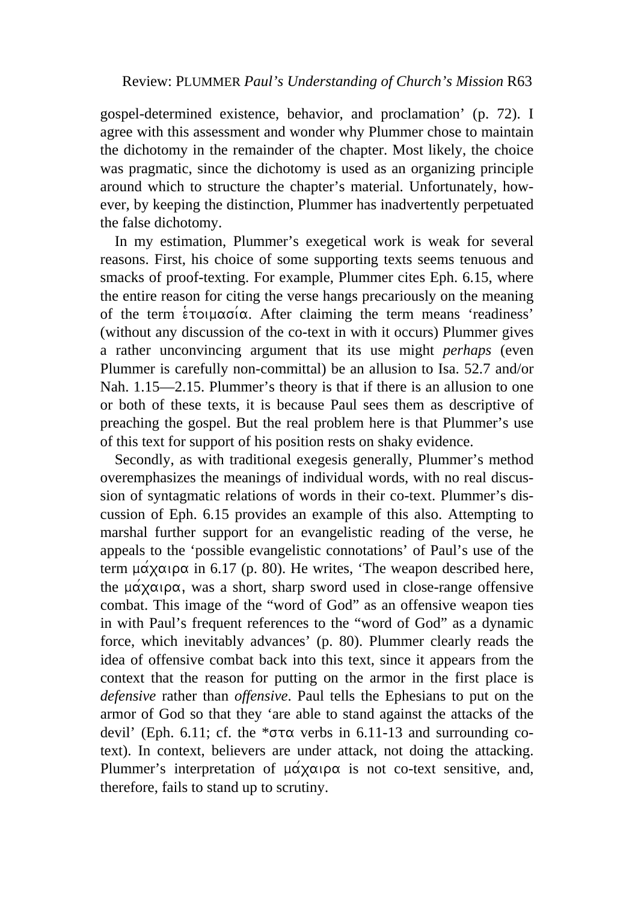gospel-determined existence, behavior, and proclamation' (p. 72). I agree with this assessment and wonder why Plummer chose to maintain the dichotomy in the remainder of the chapter. Most likely, the choice was pragmatic, since the dichotomy is used as an organizing principle around which to structure the chapter's material. Unfortunately, however, by keeping the distinction, Plummer has inadvertently perpetuated the false dichotomy.

In my estimation, Plummer's exegetical work is weak for several reasons. First, his choice of some supporting texts seems tenuous and smacks of proof-texting. For example, Plummer cites Eph. 6.15, where the entire reason for citing the verse hangs precariously on the meaning of the term ἑτοιμασία. After claiming the term means 'readiness' (without any discussion of the co-text in with it occurs) Plummer gives a rather unconvincing argument that its use might *perhaps* (even Plummer is carefully non-committal) be an allusion to Isa. 52.7 and/or Nah. 1.15—2.15. Plummer's theory is that if there is an allusion to one or both of these texts, it is because Paul sees them as descriptive of preaching the gospel. But the real problem here is that Plummer's use of this text for support of his position rests on shaky evidence.

Secondly, as with traditional exegesis generally, Plummer's method overemphasizes the meanings of individual words, with no real discussion of syntagmatic relations of words in their co-text. Plummer's discussion of Eph. 6.15 provides an example of this also. Attempting to marshal further support for an evangelistic reading of the verse, he appeals to the 'possible evangelistic connotations' of Paul's use of the term μάχαιρα in 6.17 (p. 80). He writes, 'The weapon described here, the μάχαιρα, was a short, sharp sword used in close-range offensive combat. This image of the "word of God" as an offensive weapon ties in with Paul's frequent references to the "word of God" as a dynamic force, which inevitably advances' (p. 80). Plummer clearly reads the idea of offensive combat back into this text, since it appears from the context that the reason for putting on the armor in the first place is *defensive* rather than *offensive*. Paul tells the Ephesians to put on the armor of God so that they 'are able to stand against the attacks of the devil' (Eph. 6.11; cf. the *στα verbs in 6.11-13 and surrounding co-text). In context, believers are under attack, not doing the attacking. Plummer's interpretation of μάχαιρα is not co-text sensitive, and, therefore, fails to stand up to scrutiny.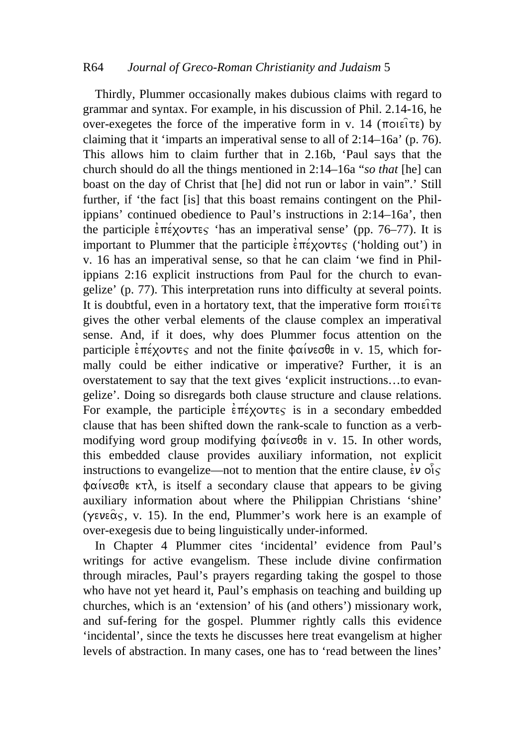Thirdly, Plummer occasionally makes dubious claims with regard to grammar and syntax. For example, in his discussion of Phil. 2.14-16, he over-exegetes the force of the imperative form in v. 14 (ποιεῖτε) by claiming that it 'imparts an imperatival sense to all of 2:14–16a' (p. 76). This allows him to claim further that in 2.16b, 'Paul says that the church should do all the things mentioned in 2:14–16a "*so that* [he] can boast on the day of Christ that [he] did not run or labor in vain".' Still further, if 'the fact [is] that this boast remains contingent on the Philippians' continued obedience to Paul's instructions in 2:14–16a', then the participle ἐπέχοντες 'has an imperatival sense' (pp. 76–77). It is important to Plummer that the participle ἐπέχοντες ('holding out') in v. 16 has an imperatival sense, so that he can claim 'we find in Philippians 2:16 explicit instructions from Paul for the church to evangelize' (p. 77). This interpretation runs into difficulty at several points. It is doubtful, even in a hortatory text, that the imperative form ποιεῖτε gives the other verbal elements of the clause complex an imperatival sense. And, if it does, why does Plummer focus attention on the participle ἐπέχοντες and not the finite φαίνεσθε in v. 15, which formally could be either indicative or imperative? Further, it is an overstatement to say that the text gives 'explicit instructions…to evangelize'. Doing so disregards both clause structure and clause relations. For example, the participle ἐπέχοντες is in a secondary embedded clause that has been shifted down the rank-scale to function as a verb-modifying word group modifying φαίνεσθε in v. 15. In other words, this embedded clause provides auxiliary information, not explicit instructions to evangelize—not to mention that the entire clause, ἐν οἷς φαίνεσθε κτλ, is itself a secondary clause that appears to be giving auxiliary information about where the Philippian Christians 'shine' (γενεᾶς, v. 15). In the end, Plummer's work here is an example of over-exegesis due to being linguistically under-informed.

In Chapter 4 Plummer cites 'incidental' evidence from Paul's writings for active evangelism. These include divine confirmation through miracles, Paul's prayers regarding taking the gospel to those who have not yet heard it, Paul's emphasis on teaching and building up churches, which is an 'extension' of his (and others') missionary work, and suf-fering for the gospel. Plummer rightly calls this evidence 'incidental', since the texts he discusses here treat evangelism at higher levels of abstraction. In many cases, one has to 'read between the lines'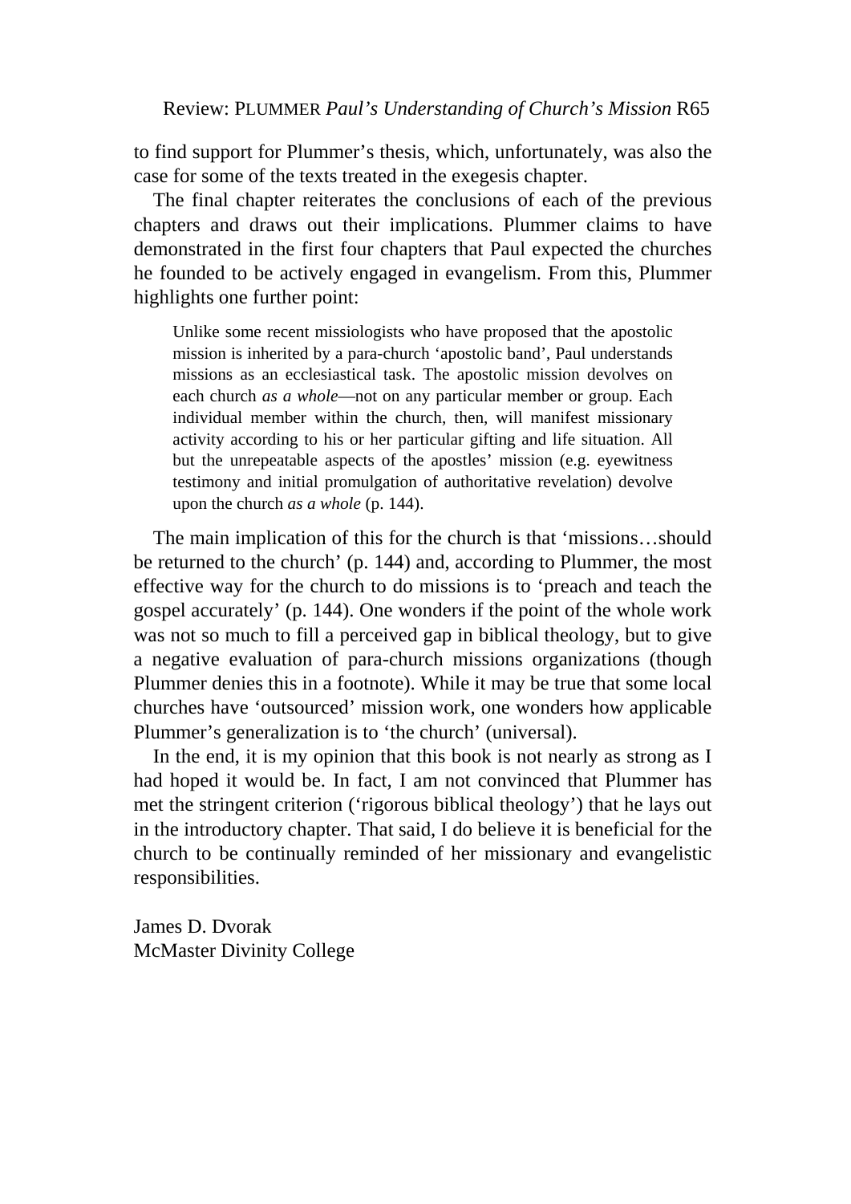to find support for Plummer's thesis, which, unfortunately, was also the case for some of the texts treated in the exegesis chapter.

The final chapter reiterates the conclusions of each of the previous chapters and draws out their implications. Plummer claims to have demonstrated in the first four chapters that Paul expected the churches he founded to be actively engaged in evangelism. From this, Plummer highlights one further point:

> Unlike some recent missiologists who have proposed that the apostolic mission is inherited by a para-church 'apostolic band', Paul understands missions as an ecclesiastical task. The apostolic mission devolves on each church *as a whole*—not on any particular member or group. Each individual member within the church, then, will manifest missionary activity according to his or her particular gifting and life situation. All but the unrepeatable aspects of the apostles' mission (e.g. eyewitness testimony and initial promulgation of authoritative revelation) devolve upon the church *as a whole* (p. 144).

The main implication of this for the church is that 'missions…should be returned to the church' (p. 144) and, according to Plummer, the most effective way for the church to do missions is to 'preach and teach the gospel accurately' (p. 144). One wonders if the point of the whole work was not so much to fill a perceived gap in biblical theology, but to give a negative evaluation of para-church missions organizations (though Plummer denies this in a footnote). While it may be true that some local churches have 'outsourced' mission work, one wonders how applicable Plummer's generalization is to 'the church' (universal).

In the end, it is my opinion that this book is not nearly as strong as I had hoped it would be. In fact, I am not convinced that Plummer has met the stringent criterion ('rigorous biblical theology') that he lays out in the introductory chapter. That said, I do believe it is beneficial for the church to be continually reminded of her missionary and evangelistic responsibilities.

James D. Dvorak
McMaster Divinity College